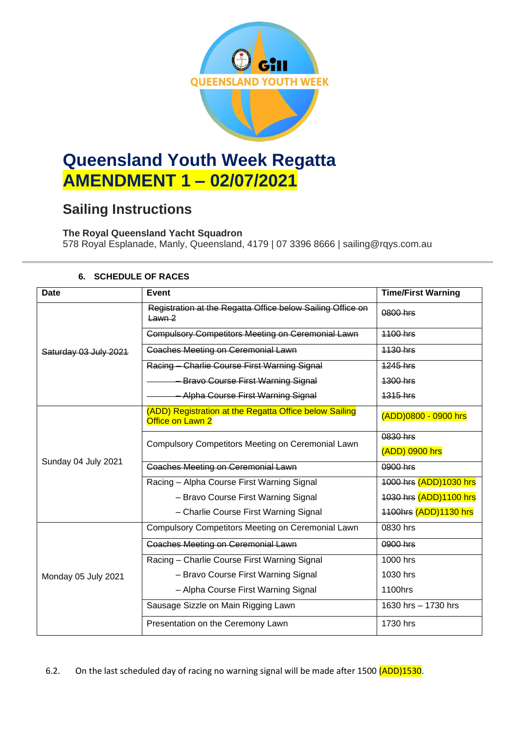# Queensland Youth Week Regatta

# AMENDMENT 1 – 02/07/2021

## Sailing Instructions

**The Royal Queensland Yacht Squadron**
578 Royal Esplanade, Manly, Queensland, 4179 | 07 3396 8666 | sailing@rqys.com.au

### 6. SCHEDULE OF RACES

| Date | Event | Time/First Warning |
|---|---|---|
| ~~Saturday 03 July 2021~~ | ~~Registration at the Regatta Office below Sailing Office on Lawn 2~~ | ~~0800 hrs~~ |
| | ~~Compulsory Competitors Meeting on Ceremonial Lawn~~ | ~~1100 hrs~~ |
| | ~~Coaches Meeting on Ceremonial Lawn~~ | ~~1130 hrs~~ |
| | ~~Racing – Charlie Course First Warning Signal~~ | ~~1245 hrs~~ |
| | ~~– Bravo Course First Warning Signal~~ | ~~1300 hrs~~ |
| | ~~– Alpha Course First Warning Signal~~ | ~~1315 hrs~~ |
| Sunday 04 July 2021 | (ADD) Registration at the Regatta Office below Sailing Office on Lawn 2 | (ADD)0800 - 0900 hrs |
| | Compulsory Competitors Meeting on Ceremonial Lawn | ~~0830 hrs~~ (ADD) 0900 hrs |
| | ~~Coaches Meeting on Ceremonial Lawn~~ | ~~0900 hrs~~ |
| | Racing – Alpha Course First Warning Signal | ~~1000 hrs~~ (ADD)1030 hrs |
| | – Bravo Course First Warning Signal | ~~1030 hrs~~ (ADD)1100 hrs |
| | – Charlie Course First Warning Signal | ~~1100hrs~~ (ADD)1130 hrs |
| Monday 05 July 2021 | Compulsory Competitors Meeting on Ceremonial Lawn | 0830 hrs |
| | ~~Coaches Meeting on Ceremonial Lawn~~ | ~~0900 hrs~~ |
| | Racing – Charlie Course First Warning Signal | 1000 hrs |
| | – Bravo Course First Warning Signal | 1030 hrs |
| | – Alpha Course First Warning Signal | 1100hrs |
| | Sausage Sizzle on Main Rigging Lawn | 1630 hrs – 1730 hrs |
| | Presentation on the Ceremony Lawn | 1730 hrs |

6.2. On the last scheduled day of racing no warning signal will be made after 1500 (ADD)1530.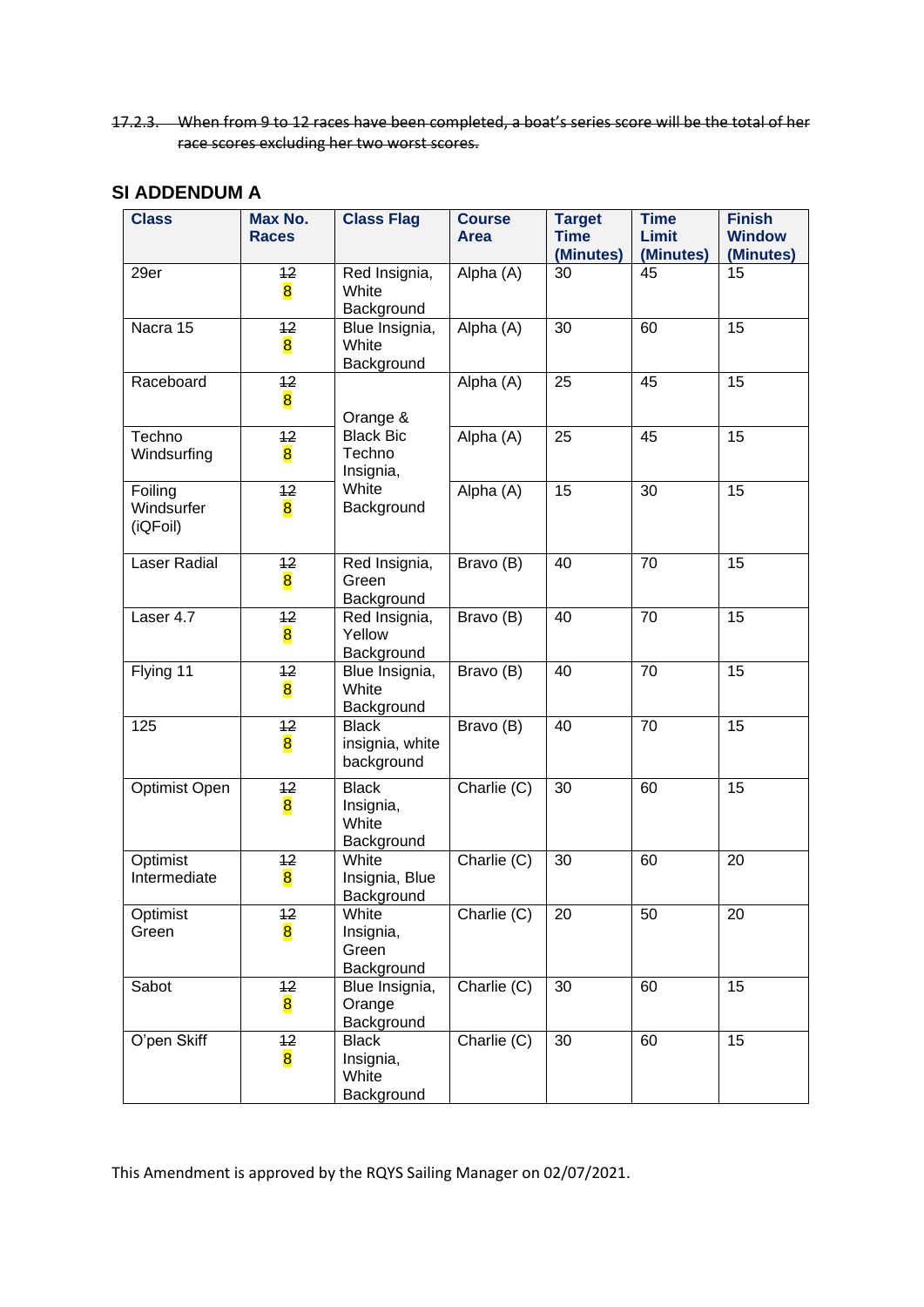~~17.2.3. When from 9 to 12 races have been completed, a boat's series score will be the total of her race scores excluding her two worst scores.~~

## SI ADDENDUM A

| Class | Max No. Races | Class Flag | Course Area | Target Time (Minutes) | Time Limit (Minutes) | Finish Window (Minutes) |
|---|---|---|---|---|---|---|
| 29er | ~~12~~ 8 | Red Insignia, White Background | Alpha (A) | 30 | 45 | 15 |
| Nacra 15 | ~~12~~ 8 | Blue Insignia, White Background | Alpha (A) | 30 | 60 | 15 |
| Raceboard | ~~12~~ 8 | Orange & Black Bic Techno Insignia, White Background | Alpha (A) | 25 | 45 | 15 |
| Techno Windsurfing | ~~12~~ 8 | | Alpha (A) | 25 | 45 | 15 |
| Foiling Windsurfer (iQFoil) | ~~12~~ 8 | | Alpha (A) | 15 | 30 | 15 |
| Laser Radial | ~~12~~ 8 | Red Insignia, Green Background | Bravo (B) | 40 | 70 | 15 |
| Laser 4.7 | ~~12~~ 8 | Red Insignia, Yellow Background | Bravo (B) | 40 | 70 | 15 |
| Flying 11 | ~~12~~ 8 | Blue Insignia, White Background | Bravo (B) | 40 | 70 | 15 |
| 125 | ~~12~~ 8 | Black insignia, white background | Bravo (B) | 40 | 70 | 15 |
| Optimist Open | ~~12~~ 8 | Black Insignia, White Background | Charlie (C) | 30 | 60 | 15 |
| Optimist Intermediate | ~~12~~ 8 | White Insignia, Blue Background | Charlie (C) | 30 | 60 | 20 |
| Optimist Green | ~~12~~ 8 | White Insignia, Green Background | Charlie (C) | 20 | 50 | 20 |
| Sabot | ~~12~~ 8 | Blue Insignia, Orange Background | Charlie (C) | 30 | 60 | 15 |
| O'pen Skiff | ~~12~~ 8 | Black Insignia, White Background | Charlie (C) | 30 | 60 | 15 |

This Amendment is approved by the RQYS Sailing Manager on 02/07/2021.